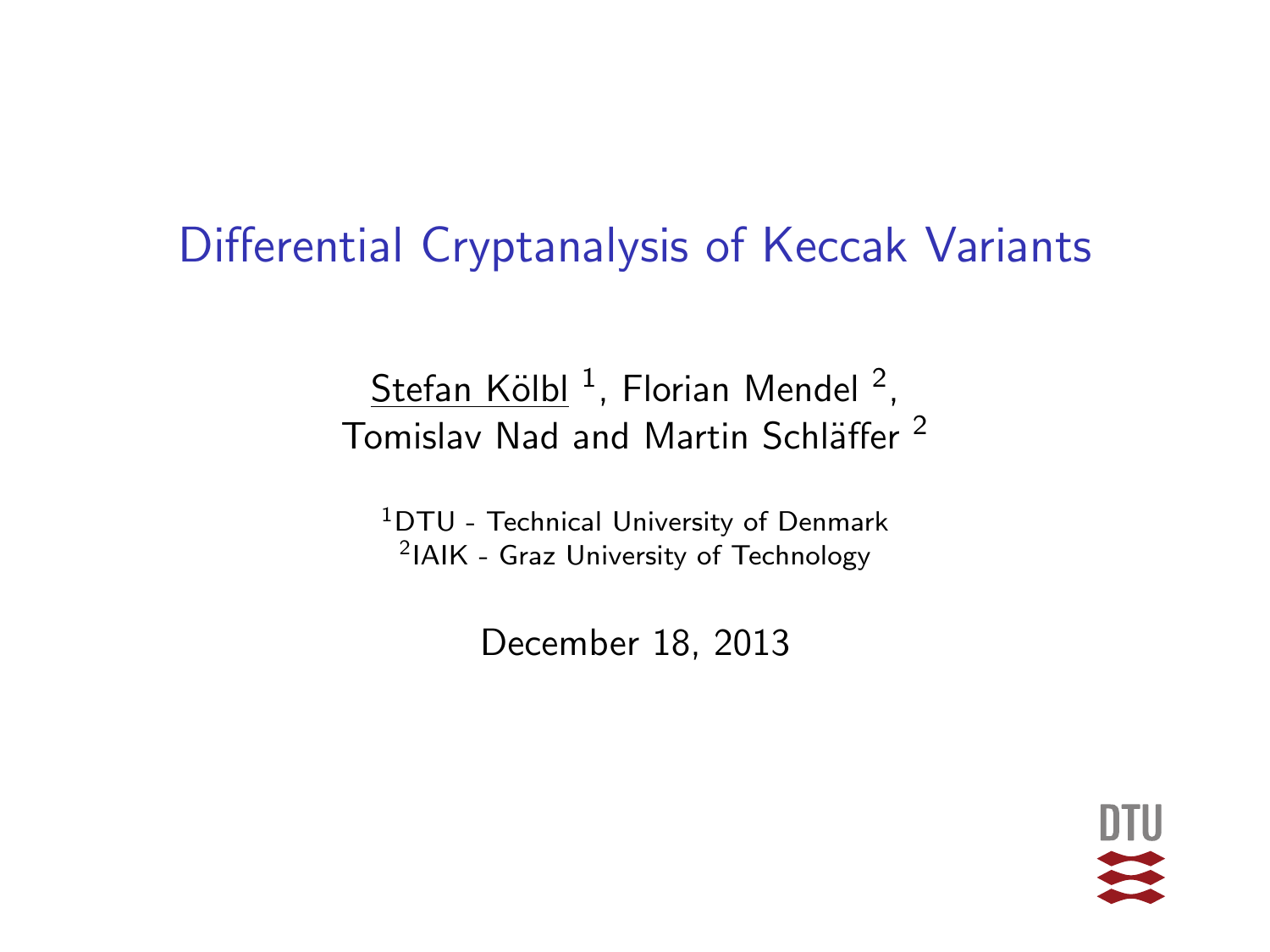# Differential Cryptanalysis of Keccak Variants

Stefan Kölbl [1], Florian Mendel [2],
Tomislav Nad and Martin Schläffer [2]

[1]DTU - Technical University of Denmark
[2]IAIK - Graz University of Technology

December 18, 2013

DTU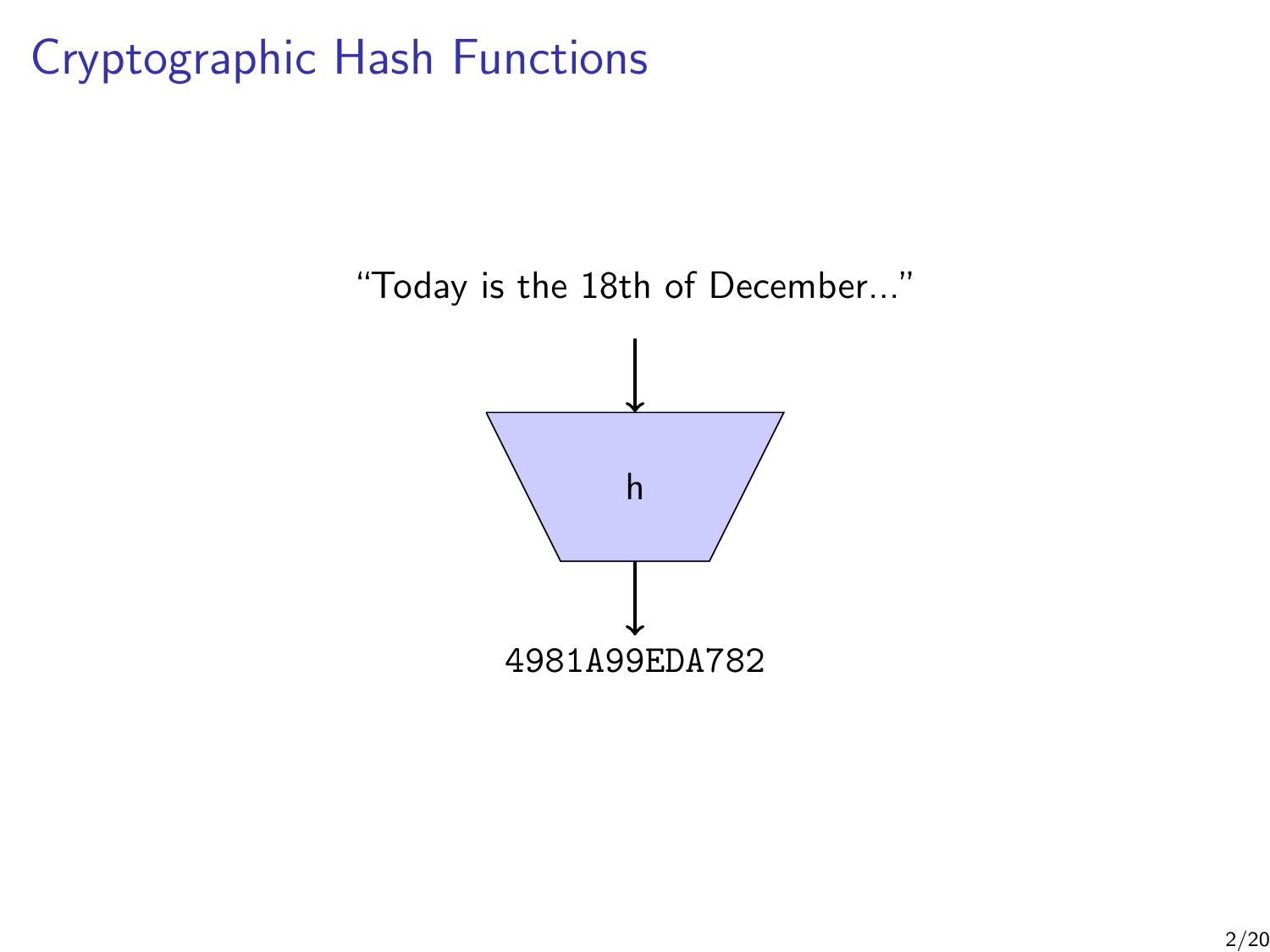# Cryptographic Hash Functions

"Today is the 18th of December..."

h

4981A99EDA782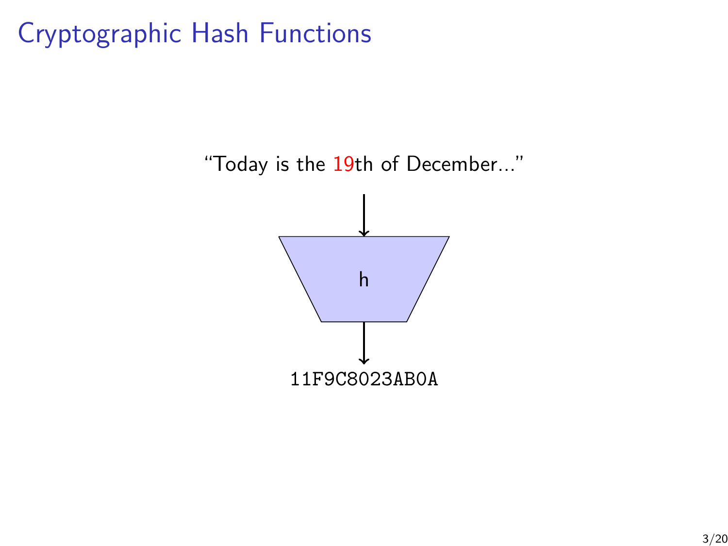# Cryptographic Hash Functions

"Today is the 19th of December..."

h

11F9C8023AB0A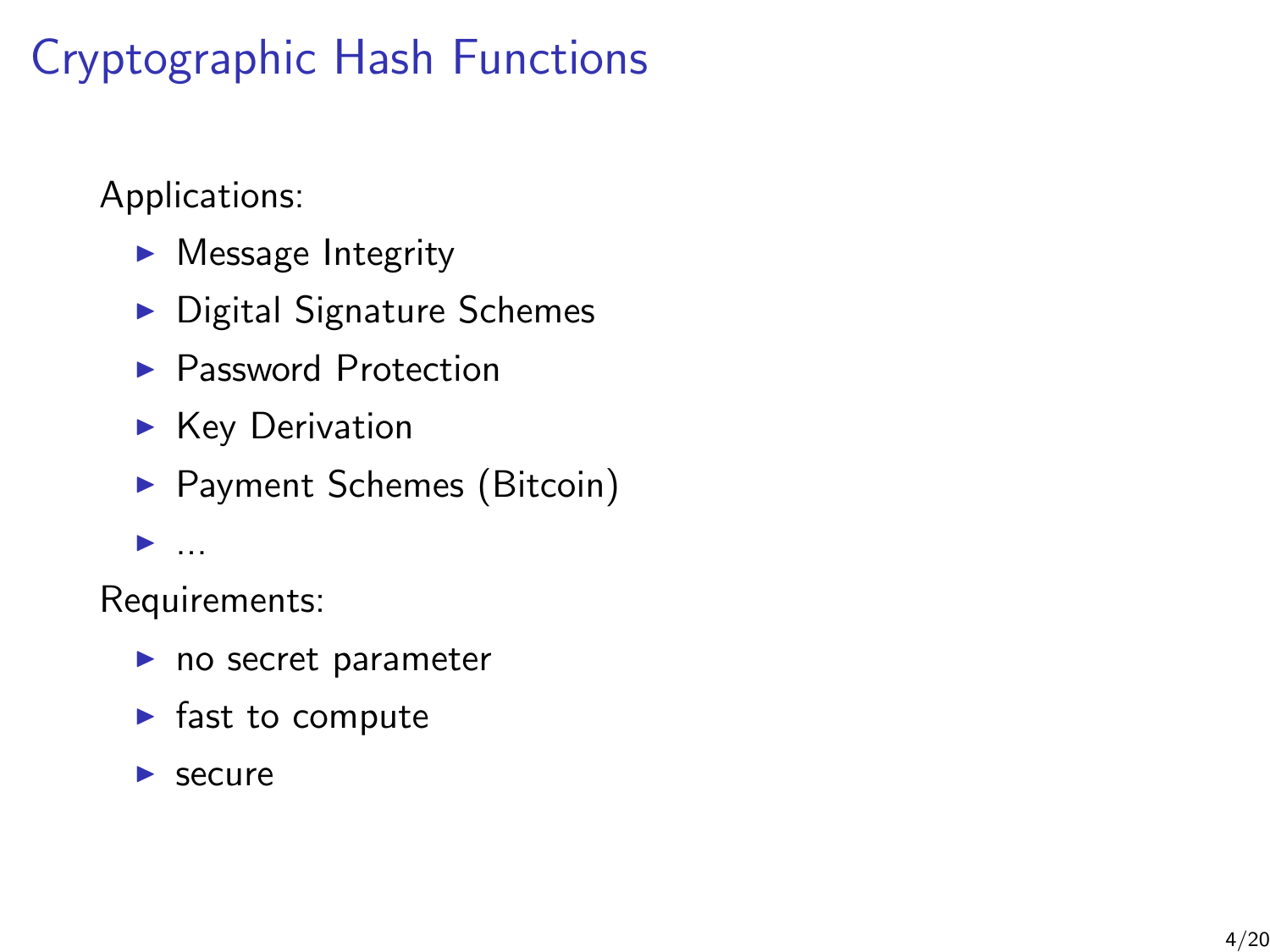# Cryptographic Hash Functions

Applications:

- Message Integrity
- Digital Signature Schemes
- Password Protection
- Key Derivation
- Payment Schemes (Bitcoin)
- ...

Requirements:

- no secret parameter
- fast to compute
- secure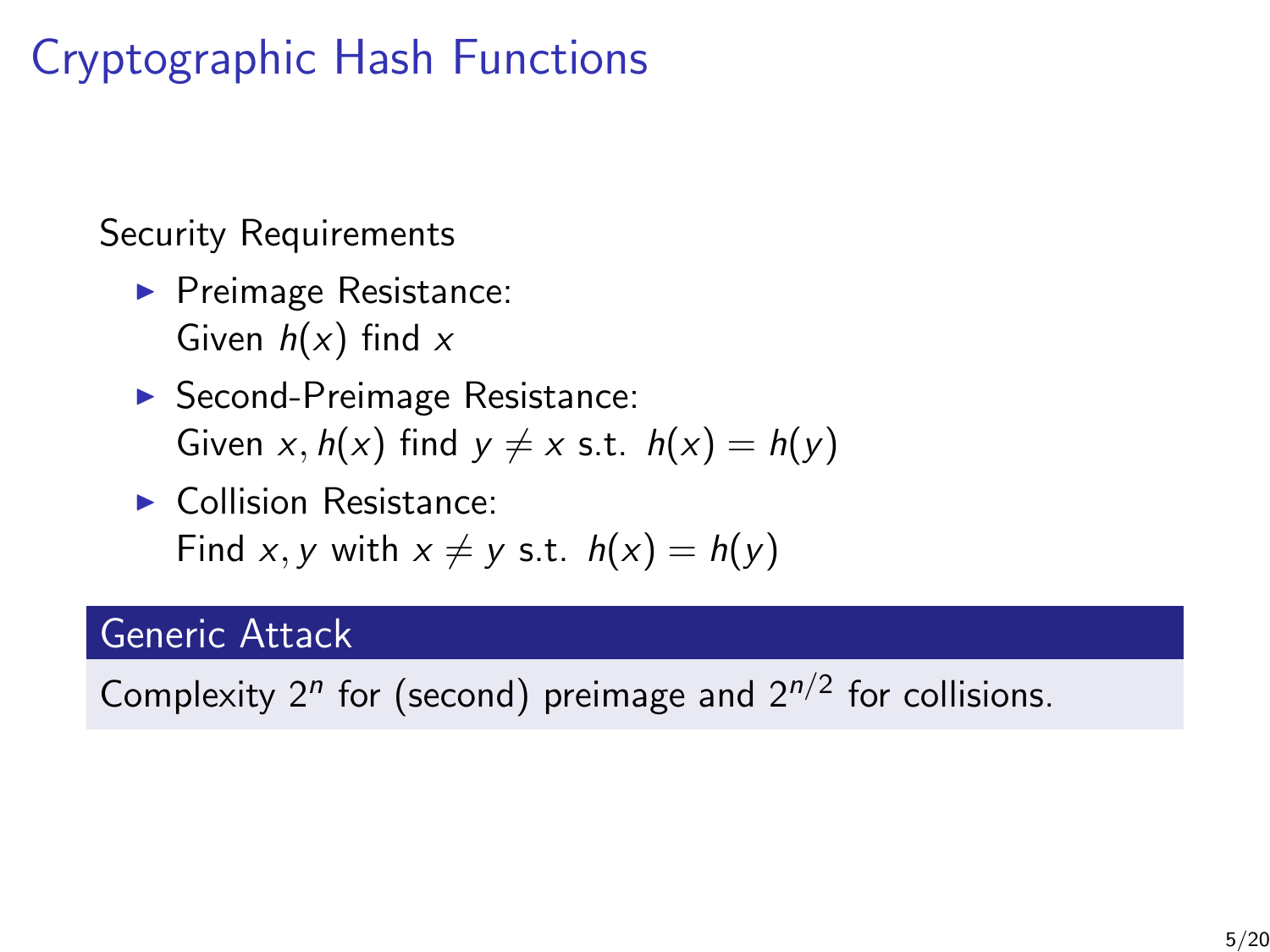# Cryptographic Hash Functions

Security Requirements

- Preimage Resistance:
  Given $h(x)$ find $x$
- Second-Preimage Resistance:
  Given $x, h(x)$ find $y \neq x$ s.t. $h(x) = h(y)$
- Collision Resistance:
  Find $x, y$ with $x \neq y$ s.t. $h(x) = h(y)$

**Generic Attack**

Complexity $2^n$ for (second) preimage and $2^{n/2}$ for collisions.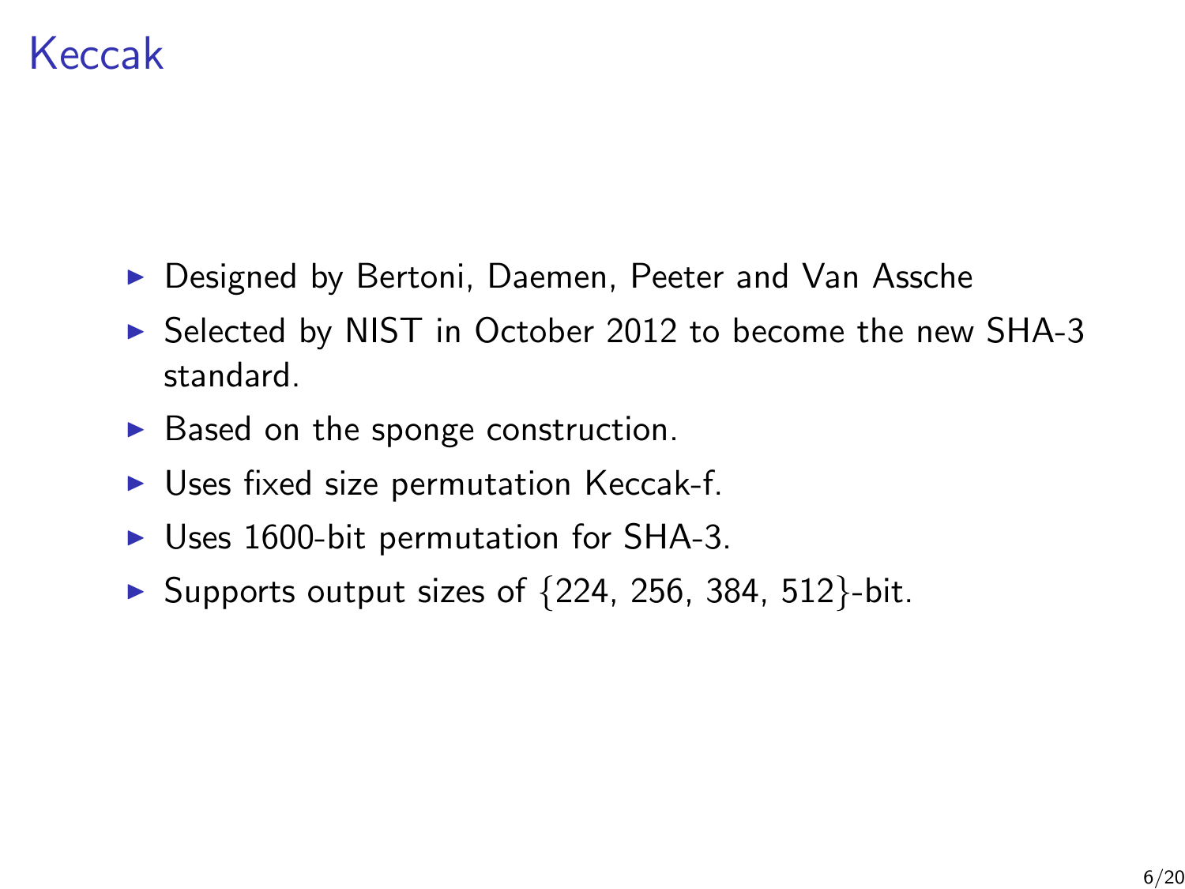# Keccak

- Designed by Bertoni, Daemen, Peeter and Van Assche
- Selected by NIST in October 2012 to become the new SHA-3 standard.
- Based on the sponge construction.
- Uses fixed size permutation Keccak-f.
- Uses 1600-bit permutation for SHA-3.
- Supports output sizes of {224, 256, 384, 512}-bit.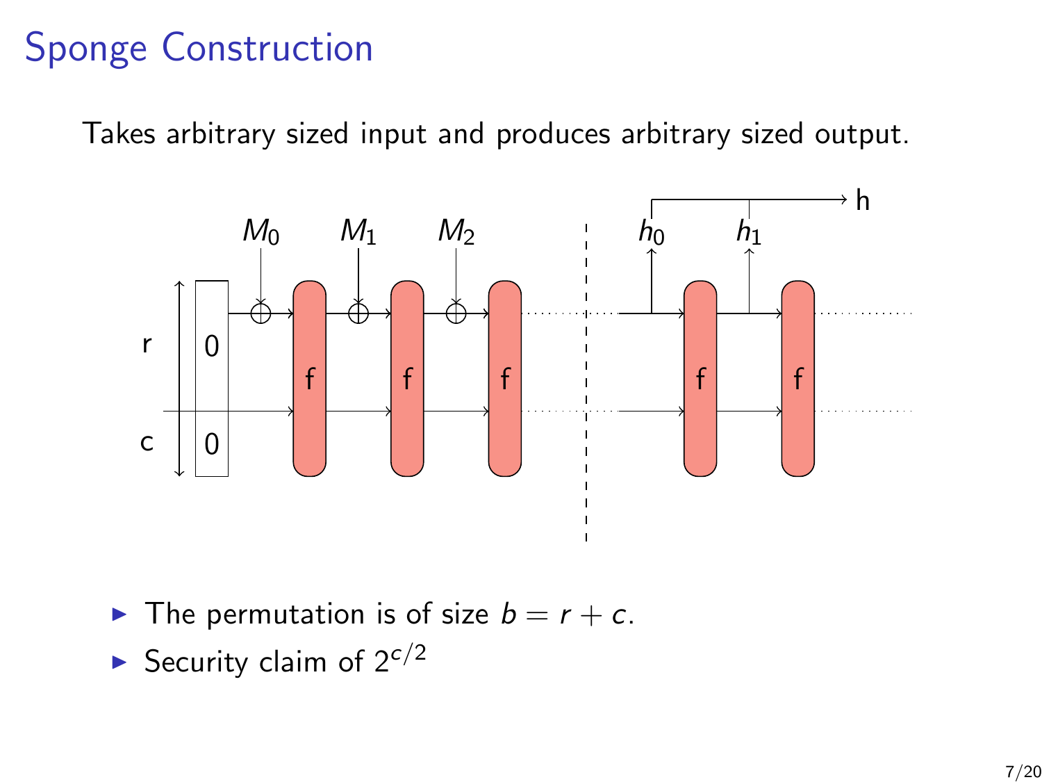# Sponge Construction

Takes arbitrary sized input and produces arbitrary sized output.

- The permutation is of size $b = r + c$.
- Security claim of $2^{c/2}$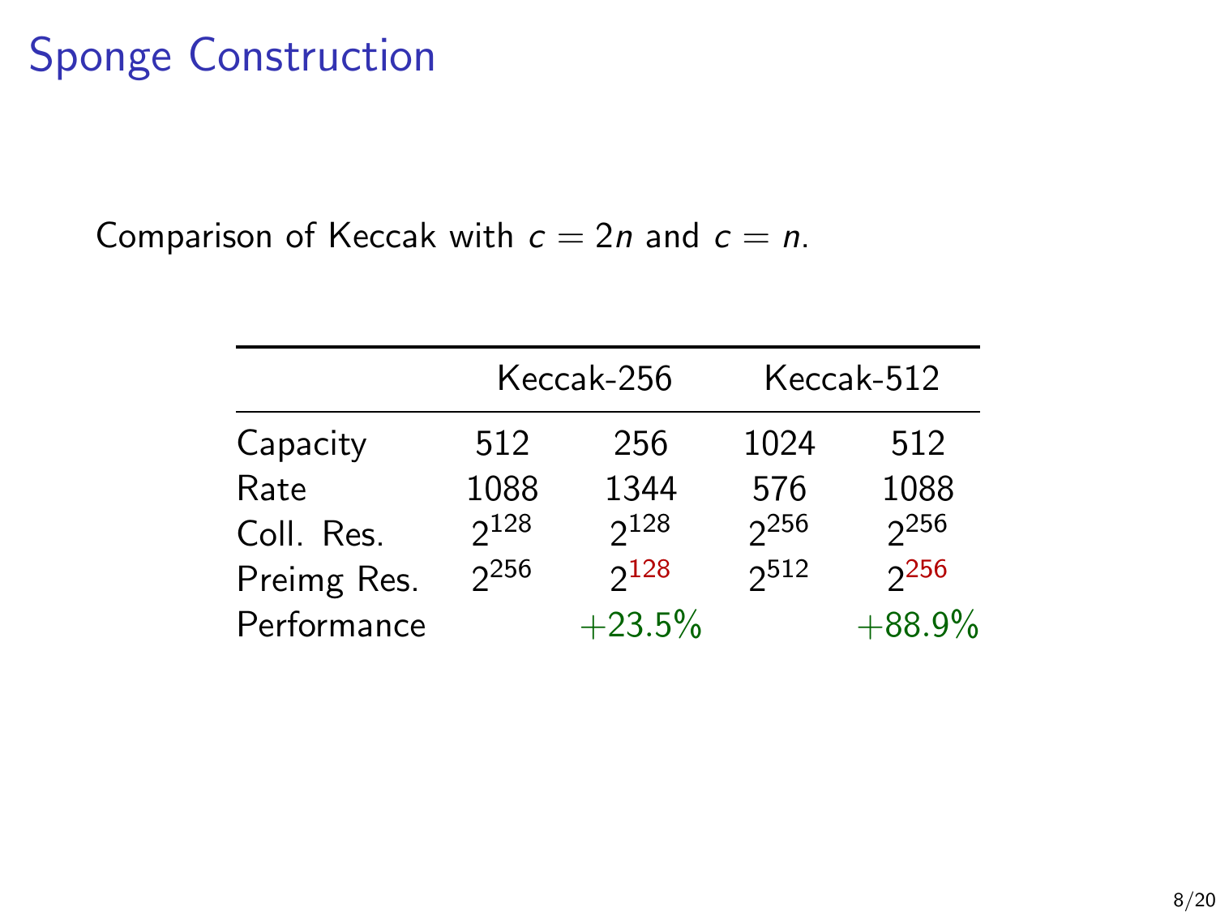# Sponge Construction

Comparison of Keccak with $c = 2n$ and $c = n$.

| | Keccak-256 | | Keccak-512 | |
|---|---|---|---|---|
| Capacity | 512 | 256 | 1024 | 512 |
| Rate | 1088 | 1344 | 576 | 1088 |
| Coll. Res. | $2^{128}$ | $2^{128}$ | $2^{256}$ | $2^{256}$ |
| Preimg Res. | $2^{256}$ | $2^{128}$ | $2^{512}$ | $2^{256}$ |
| Performance | | +23.5% | | +88.9% |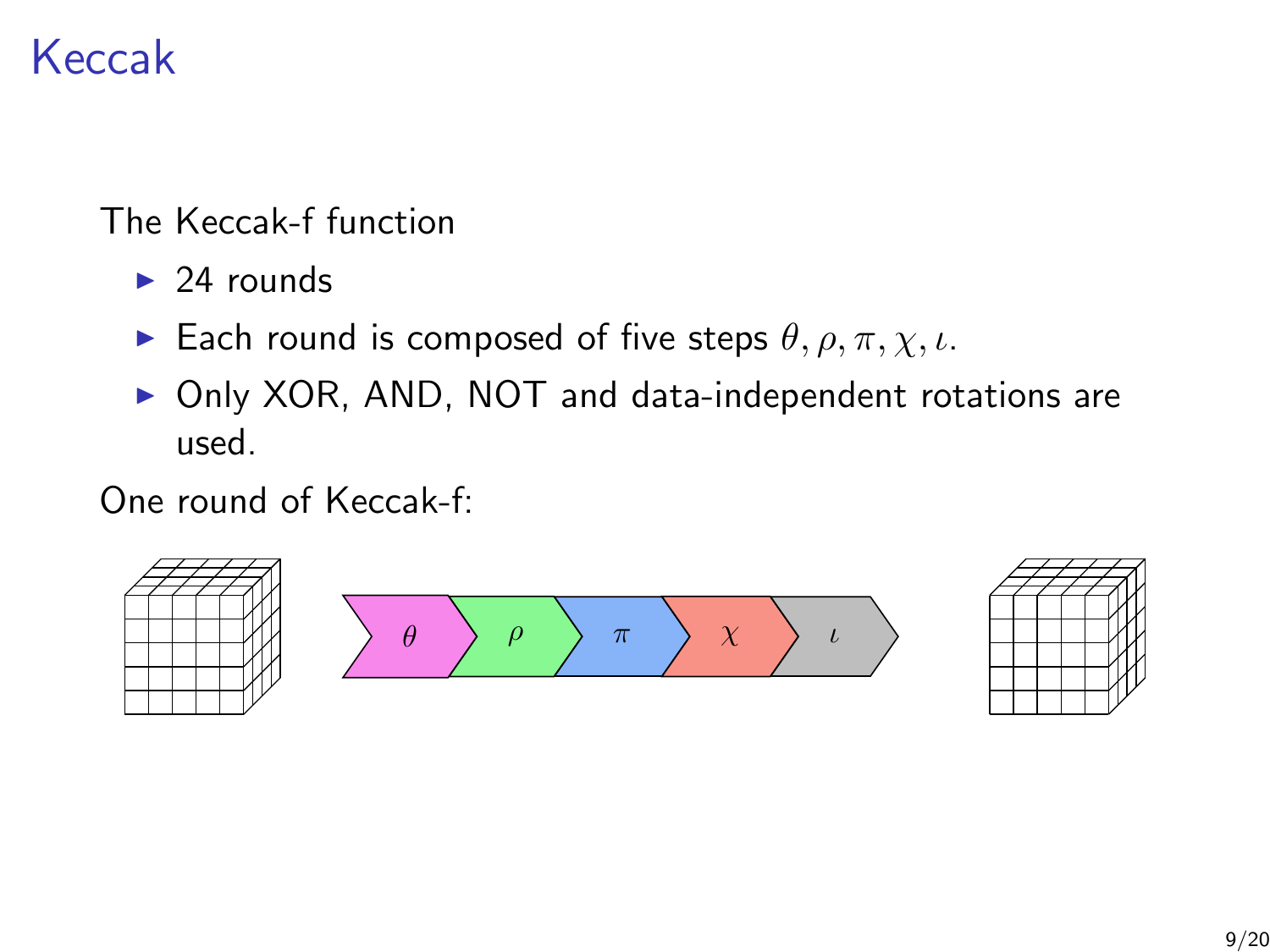# Keccak

The Keccak-f function

- 24 rounds
- Each round is composed of five steps $\theta, \rho, \pi, \chi, \iota$.
- Only XOR, AND, NOT and data-independent rotations are used.

One round of Keccak-f:

$\theta$ $\rho$ $\pi$ $\chi$ $\iota$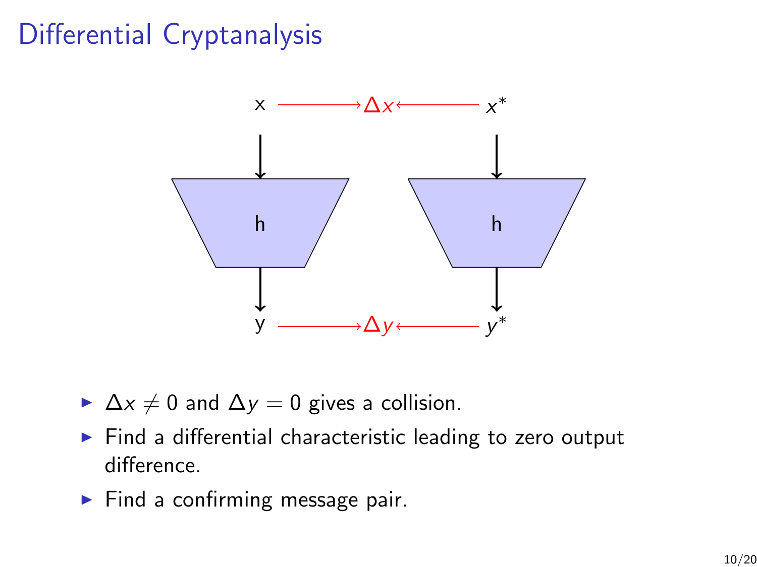# Differential Cryptanalysis

x $\longrightarrow \Delta x \longleftarrow$ $x^*$

h

h

y $\longrightarrow \Delta y \longleftarrow$ $y^*$

- $\Delta x \neq 0$ and $\Delta y = 0$ gives a collision.
- Find a differential characteristic leading to zero output difference.
- Find a confirming message pair.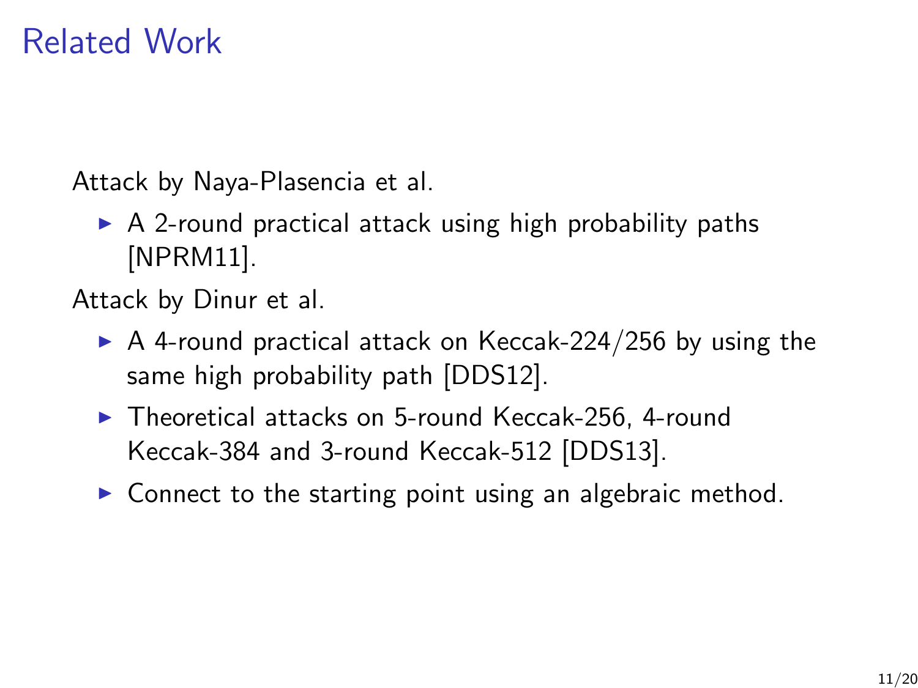# Related Work

Attack by Naya-Plasencia et al.

- A 2-round practical attack using high probability paths [NPRM11].

Attack by Dinur et al.

- A 4-round practical attack on Keccak-224/256 by using the same high probability path [DDS12].
- Theoretical attacks on 5-round Keccak-256, 4-round Keccak-384 and 3-round Keccak-512 [DDS13].
- Connect to the starting point using an algebraic method.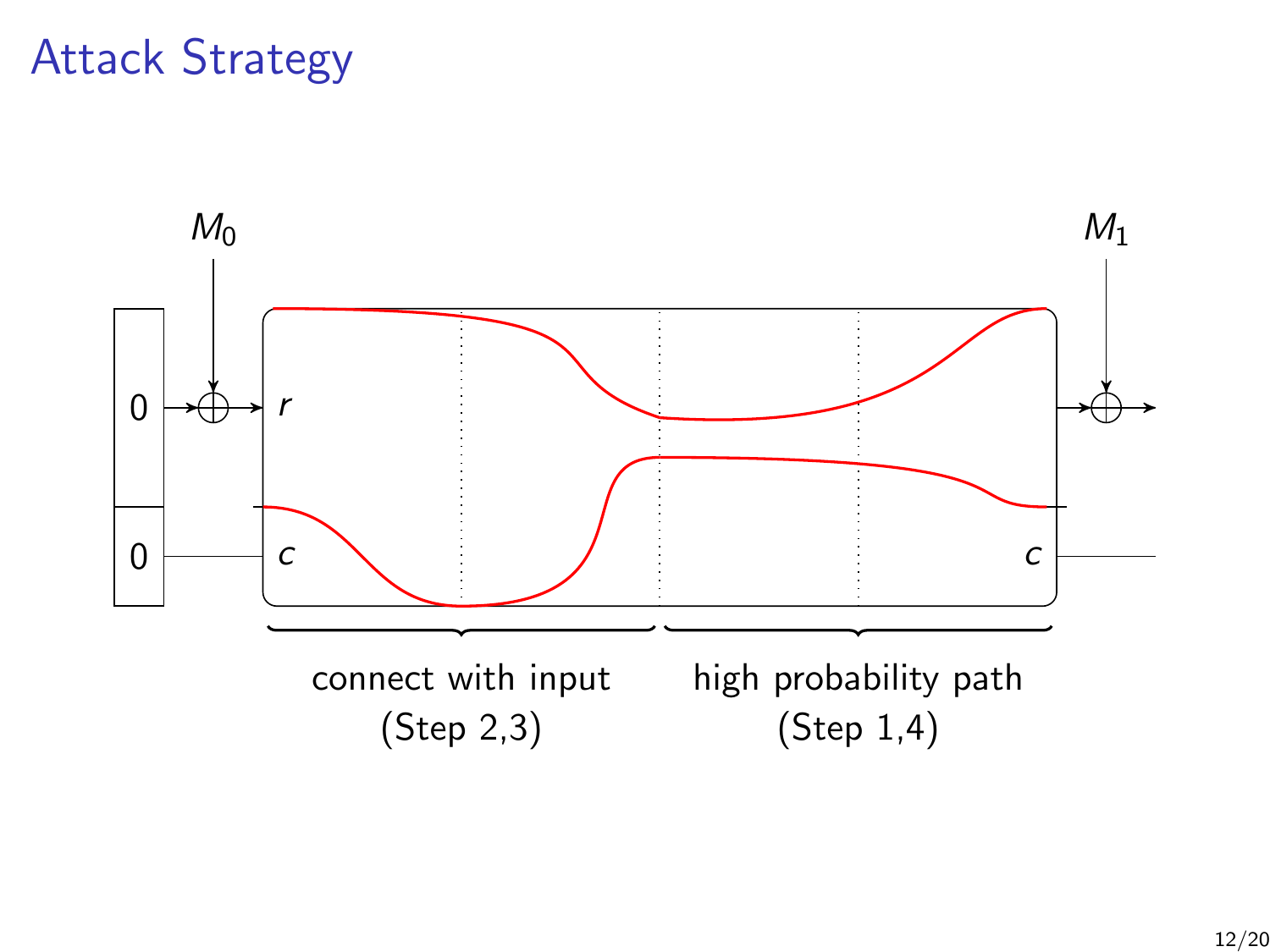# Attack Strategy

$M_0$

$M_1$

0

0

$r$

$c$

$c$

connect with input
(Step 2,3)

high probability path
(Step 1,4)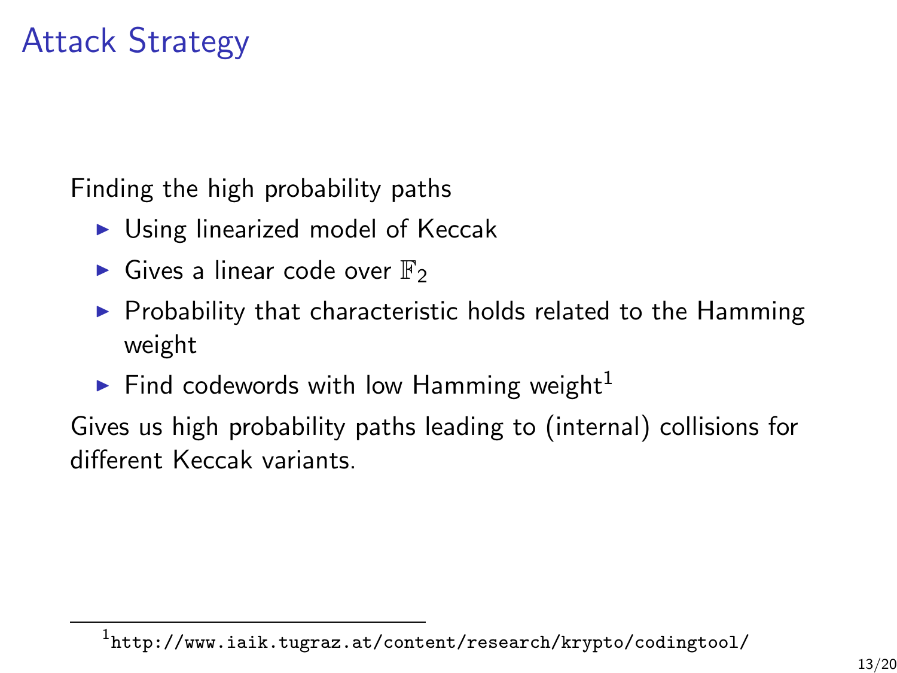# Attack Strategy

Finding the high probability paths

- Using linearized model of Keccak
- Gives a linear code over $\mathbb{F}_2$
- Probability that characteristic holds related to the Hamming weight
- Find codewords with low Hamming weight[1]

Gives us high probability paths leading to (internal) collisions for different Keccak variants.

---

[1] `http://www.iaik.tugraz.at/content/research/krypto/codingtool/`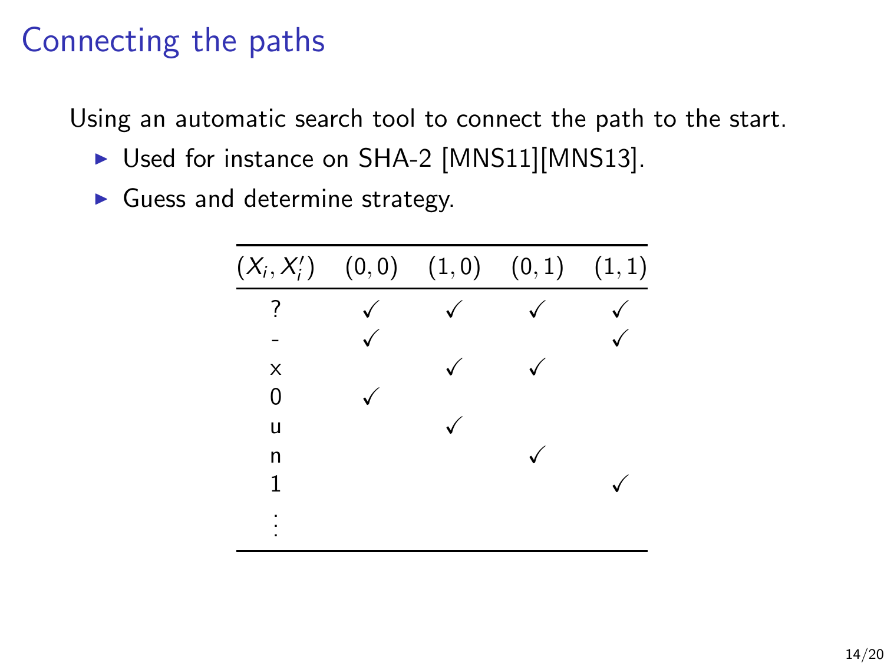# Connecting the paths

Using an automatic search tool to connect the path to the start.

- Used for instance on SHA-2 [MNS11][MNS13].
- Guess and determine strategy.

| $(X_i, X'_i)$ | $(0,0)$ | $(1,0)$ | $(0,1)$ | $(1,1)$ |
|---|---|---|---|---|
| ? | ✓ | ✓ | ✓ | ✓ |
| - | ✓ | | | ✓ |
| x | | ✓ | ✓ | |
| 0 | ✓ | | | |
| u | | ✓ | | |
| n | | | ✓ | |
| 1 | | | | ✓ |
| ⋮ | | | | |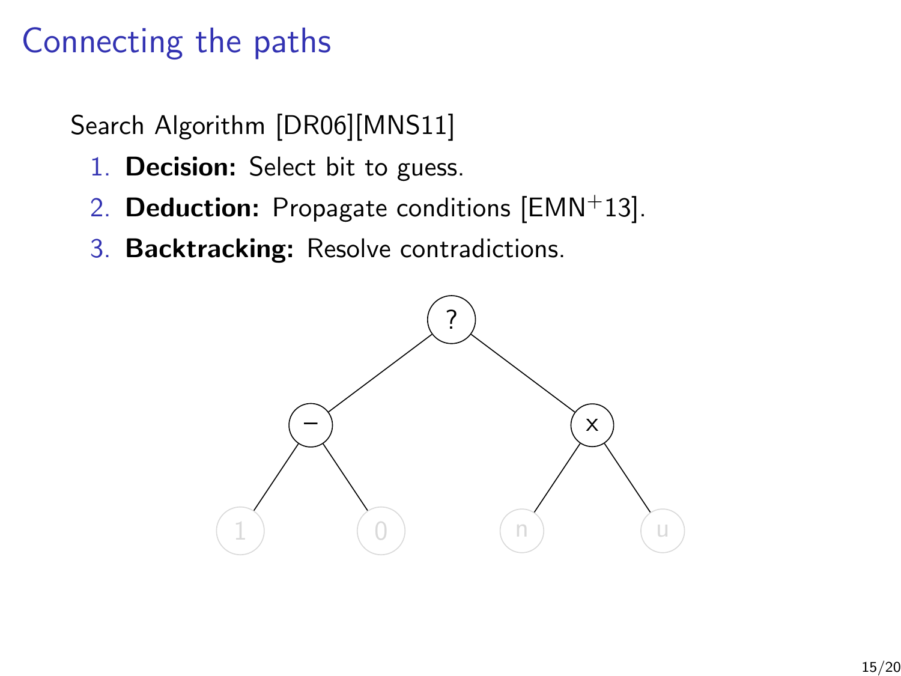# Connecting the paths

Search Algorithm [DR06][MNS11]

1. **Decision:** Select bit to guess.
2. **Deduction:** Propagate conditions [EMN+13].
3. **Backtracking:** Resolve contradictions.

?

−

x

1

0

n

u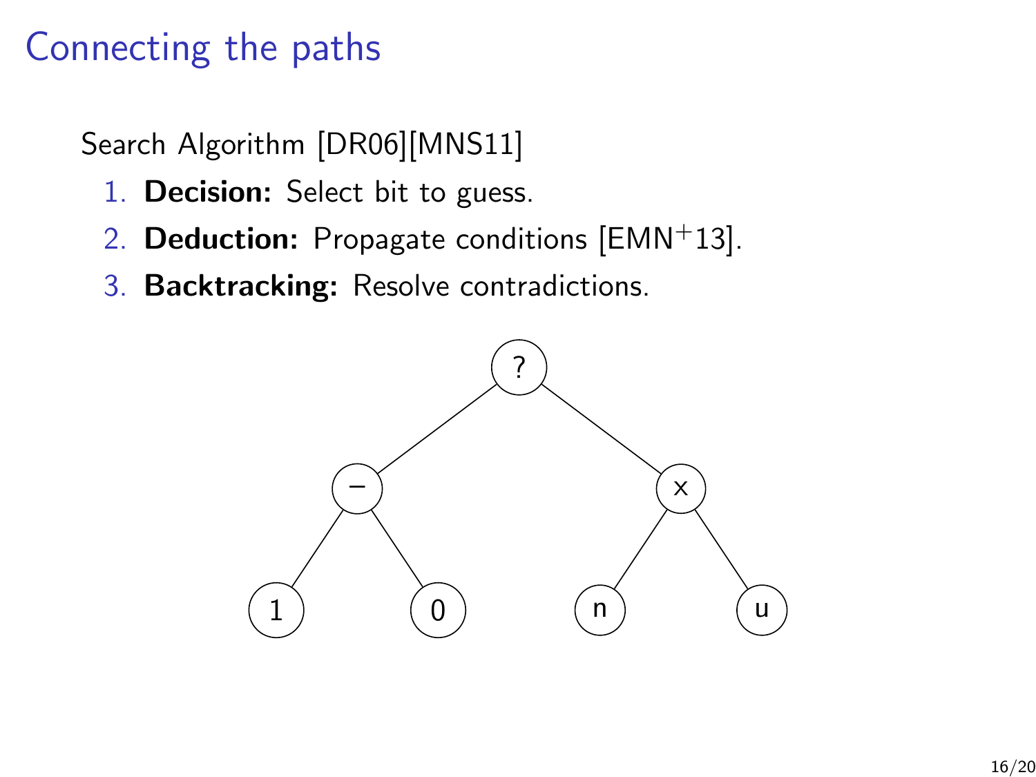# Connecting the paths

Search Algorithm [DR06][MNS11]

1. **Decision:** Select bit to guess.
2. **Deduction:** Propagate conditions [EMN+13].
3. **Backtracking:** Resolve contradictions.

?

–

x

1

0

n

u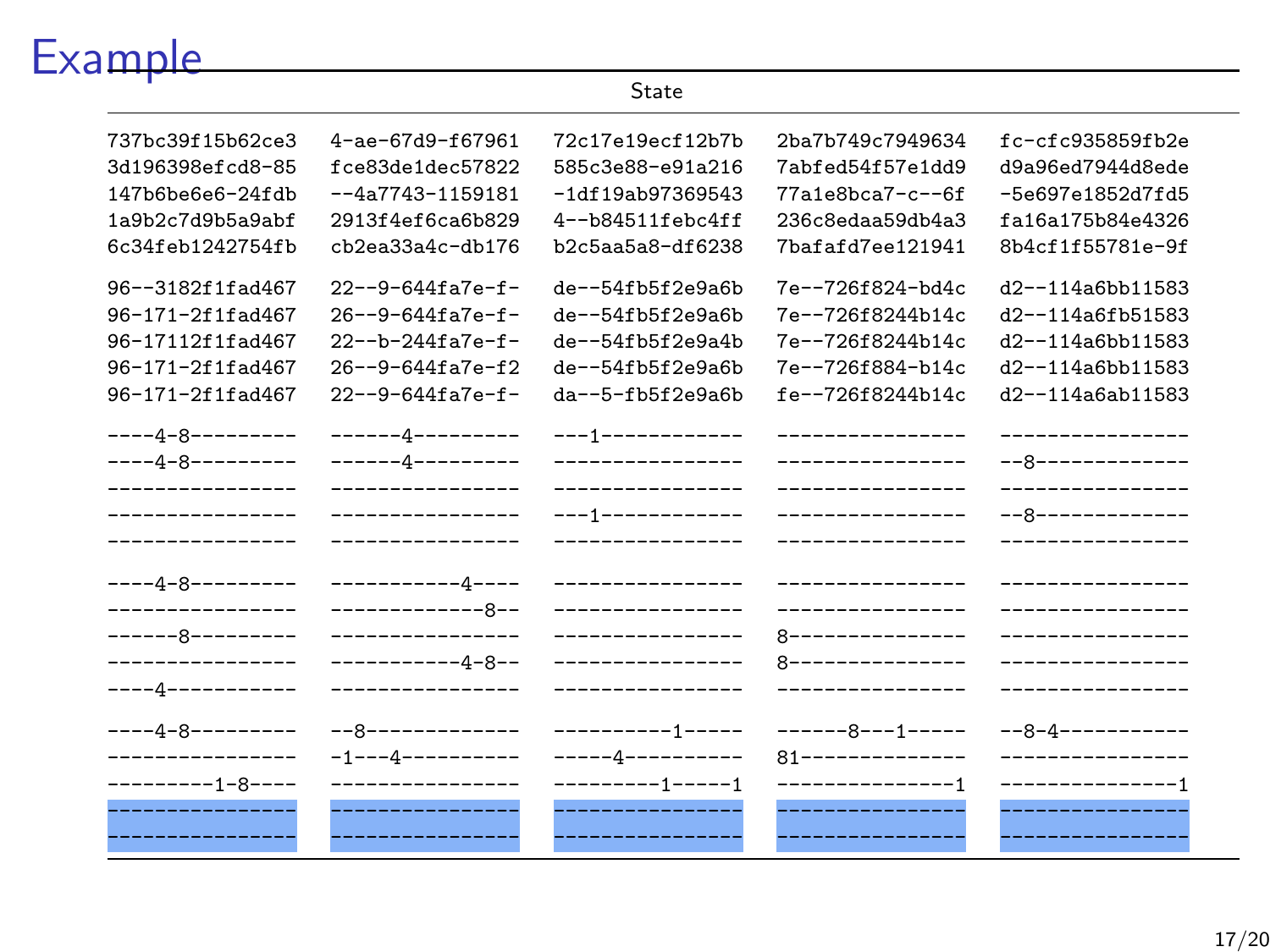# Example

| State | | | | |
|---|---|---|---|---|
| 737bc39f15b62ce3 | 4-ae-67d9-f67961 | 72c17e19ecf12b7b | 2ba7b749c7949634 | fc-cfc935859fb2e |
| 3d196398efcd8-85 | fce83de1dec57822 | 585c3e88-e91a216 | 7abfed54f57e1dd9 | d9a96ed7944d8ede |
| 147b6be6e6-24fdb | --4a7743-1159181 | -1df19ab97369543 | 77a1e8bca7-c--6f | -5e697e1852d7fd5 |
| 1a9b2c7d9b5a9abf | 2913f4ef6ca6b829 | 4--b84511febc4ff | 236c8edaa59db4a3 | fa16a175b84e4326 |
| 6c34feb1242754fb | cb2ea33a4c-db176 | b2c5aa5a8-df6238 | 7bafafd7ee121941 | 8b4cf1f55781e-9f |
| 96--3182f1fad467 | 22--9-644fa7e-f- | de--54fb5f2e9a6b | 7e--726f824-bd4c | d2--114a6bb11583 |
| 96-171-2f1fad467 | 26--9-644fa7e-f- | de--54fb5f2e9a6b | 7e--726f8244b14c | d2--114a6fb51583 |
| 96-17112f1fad467 | 22--b-244fa7e-f- | de--54fb5f2e9a4b | 7e--726f8244b14c | d2--114a6bb11583 |
| 96-171-2f1fad467 | 26--9-644fa7e-f2 | de--54fb5f2e9a6b | 7e--726f884-b14c | d2--114a6bb11583 |
| 96-171-2f1fad467 | 22--9-644fa7e-f- | da--5-fb5f2e9a6b | fe--726f8244b14c | d2--114a6ab11583 |
| ----4-8--------- | ------4--------- | ---1------------ | ---------------- | ---------------- |
| ----4-8--------- | ------4--------- | ---------------- | ---------------- | --8------------- |
| ---------------- | ---------------- | ---------------- | ---------------- | ---------------- |
| ---------------- | ---------------- | ---1------------ | ---------------- | --8------------- |
| ---------------- | ---------------- | ---------------- | ---------------- | ---------------- |
| ----4-8--------- | -----------4---- | ---------------- | ---------------- | ---------------- |
| ---------------- | -------------8-- | ---------------- | ---------------- | ---------------- |
| ------8--------- | ---------------- | ---------------- | 8--------------- | ---------------- |
| ---------------- | -----------4-8-- | ---------------- | 8--------------- | ---------------- |
| ----4----------- | ---------------- | ---------------- | ---------------- | ---------------- |
| ----4-8--------- | --8------------- | ----------1----- | ------8---1----- | --8-4----------- |
| ---------------- | -1---4---------- | -----4---------- | 81-------------- | ---------------- |
| ---------1-8---- | ---------------- | ---------1-----1 | ---------------1 | ---------------1 |
| ---------------- | ---------------- | ---------------- | ---------------- | ---------------- |
| ---------------- | ---------------- | ---------------- | ---------------- | ---------------- |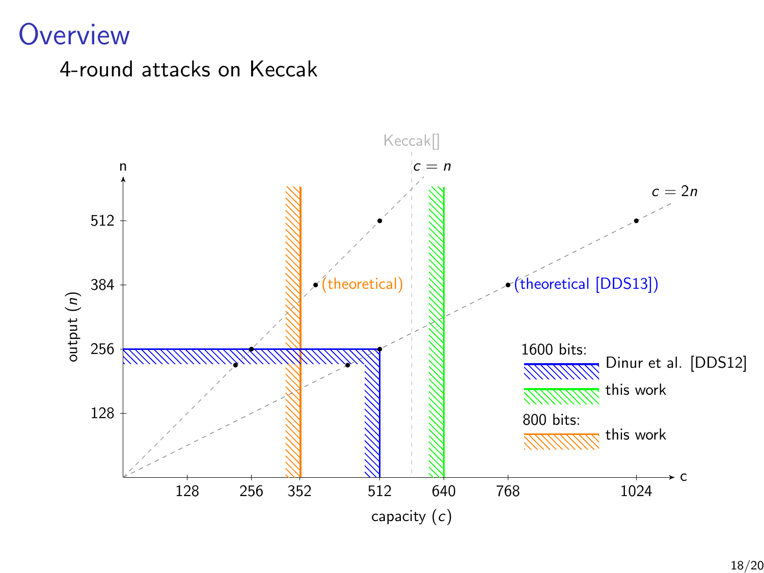# Overview

## 4-round attacks on Keccak

Keccak[]

n

$c = n$

$c = 2n$

512

384

256

128

output ($n$)

(theoretical)

(theoretical [DDS13])

128

256

352

512

640

768

1024

c

capacity ($c$)

1600 bits:

Dinur et al. [DDS12]

this work

800 bits:

this work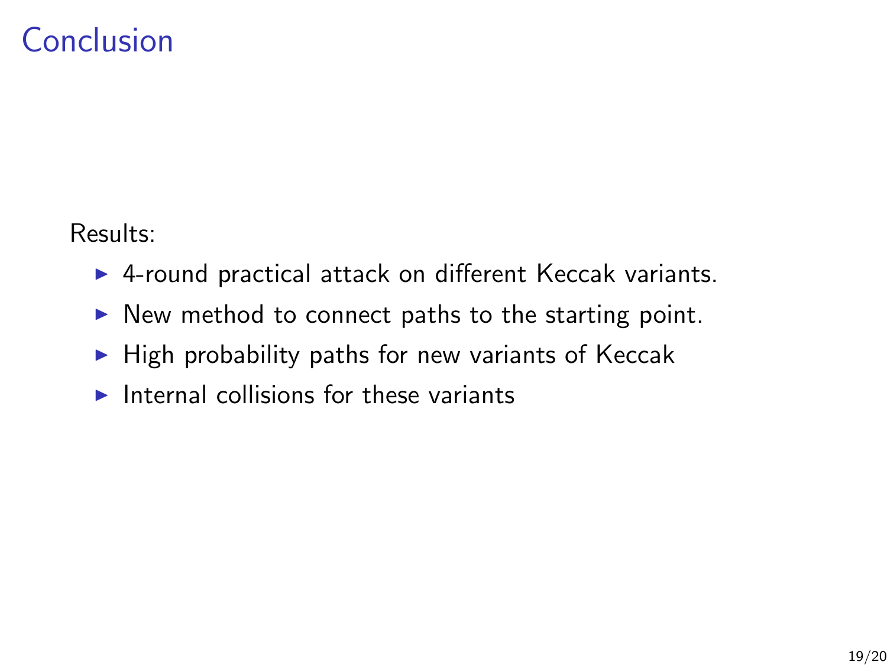# Conclusion

Results:

- 4-round practical attack on different Keccak variants.
- New method to connect paths to the starting point.
- High probability paths for new variants of Keccak
- Internal collisions for these variants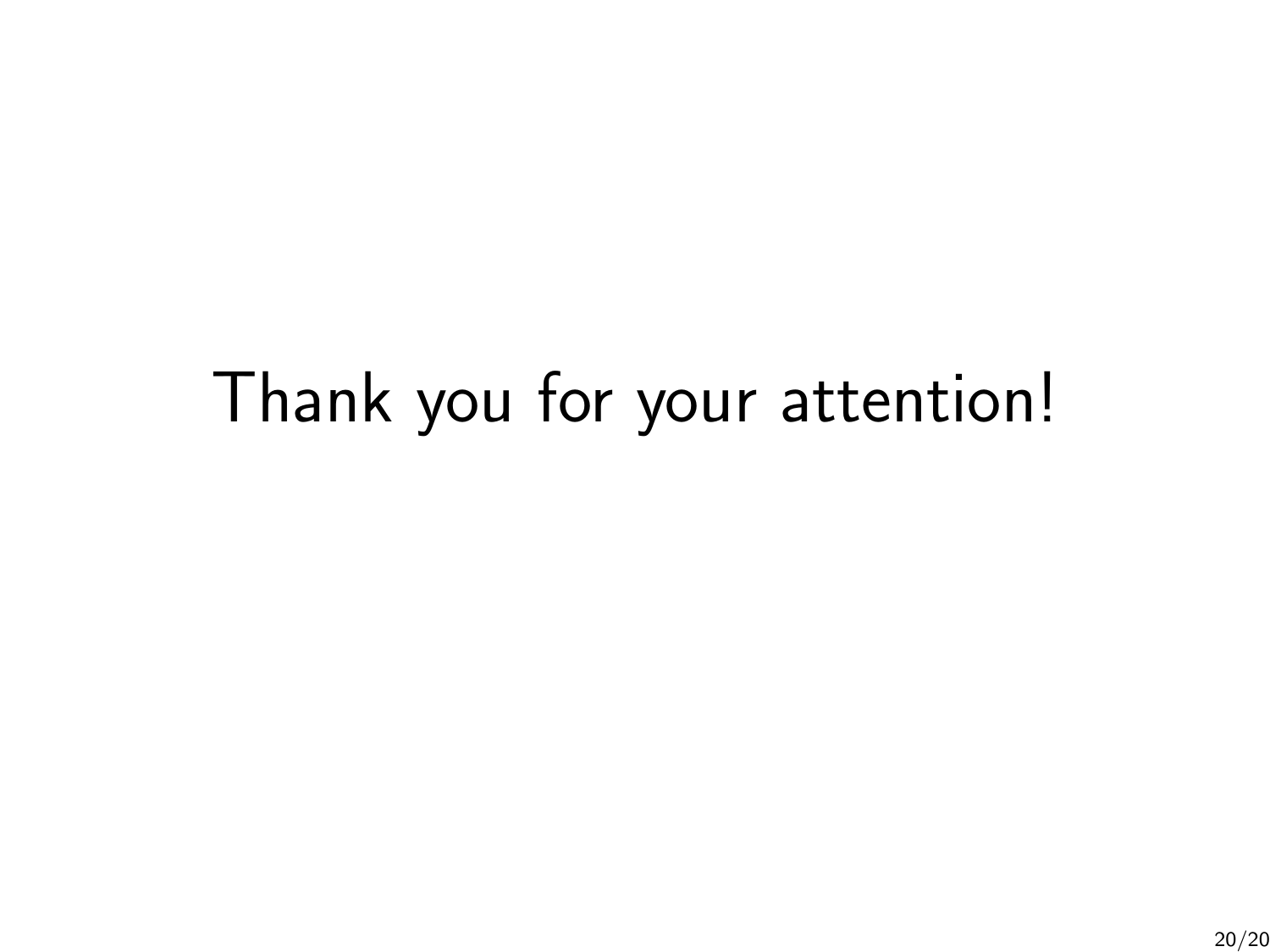Thank you for your attention!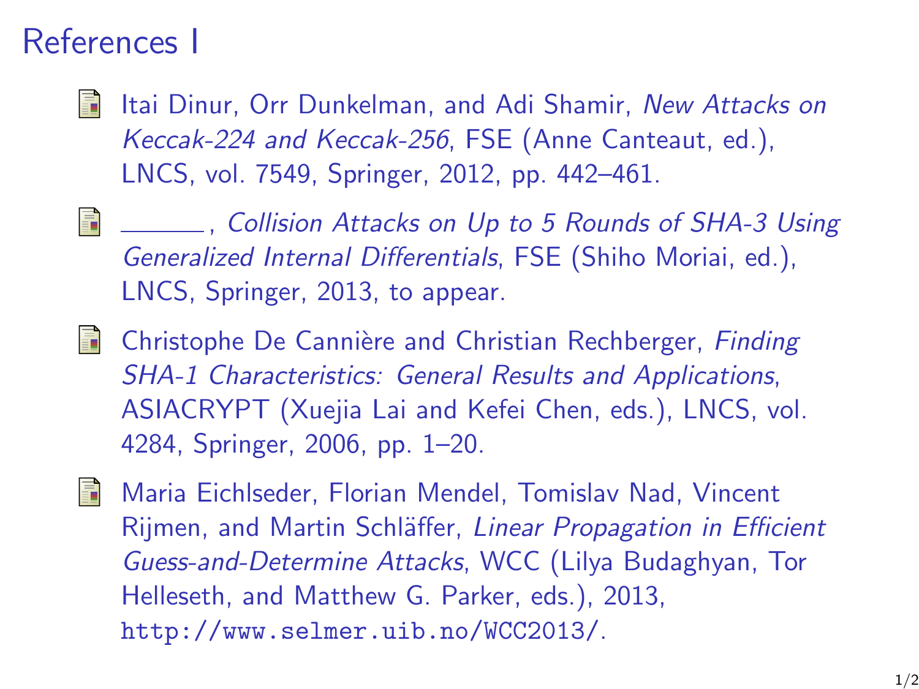# References I

- Itai Dinur, Orr Dunkelman, and Adi Shamir, *New Attacks on Keccak-224 and Keccak-256*, FSE (Anne Canteaut, ed.), LNCS, vol. 7549, Springer, 2012, pp. 442–461.

- ———, *Collision Attacks on Up to 5 Rounds of SHA-3 Using Generalized Internal Differentials*, FSE (Shiho Moriai, ed.), LNCS, Springer, 2013, to appear.

- Christophe De Cannière and Christian Rechberger, *Finding SHA-1 Characteristics: General Results and Applications*, ASIACRYPT (Xuejia Lai and Kefei Chen, eds.), LNCS, vol. 4284, Springer, 2006, pp. 1–20.

- Maria Eichlseder, Florian Mendel, Tomislav Nad, Vincent Rijmen, and Martin Schläffer, *Linear Propagation in Efficient Guess-and-Determine Attacks*, WCC (Lilya Budaghyan, Tor Helleseth, and Matthew G. Parker, eds.), 2013, `http://www.selmer.uib.no/WCC2013/`.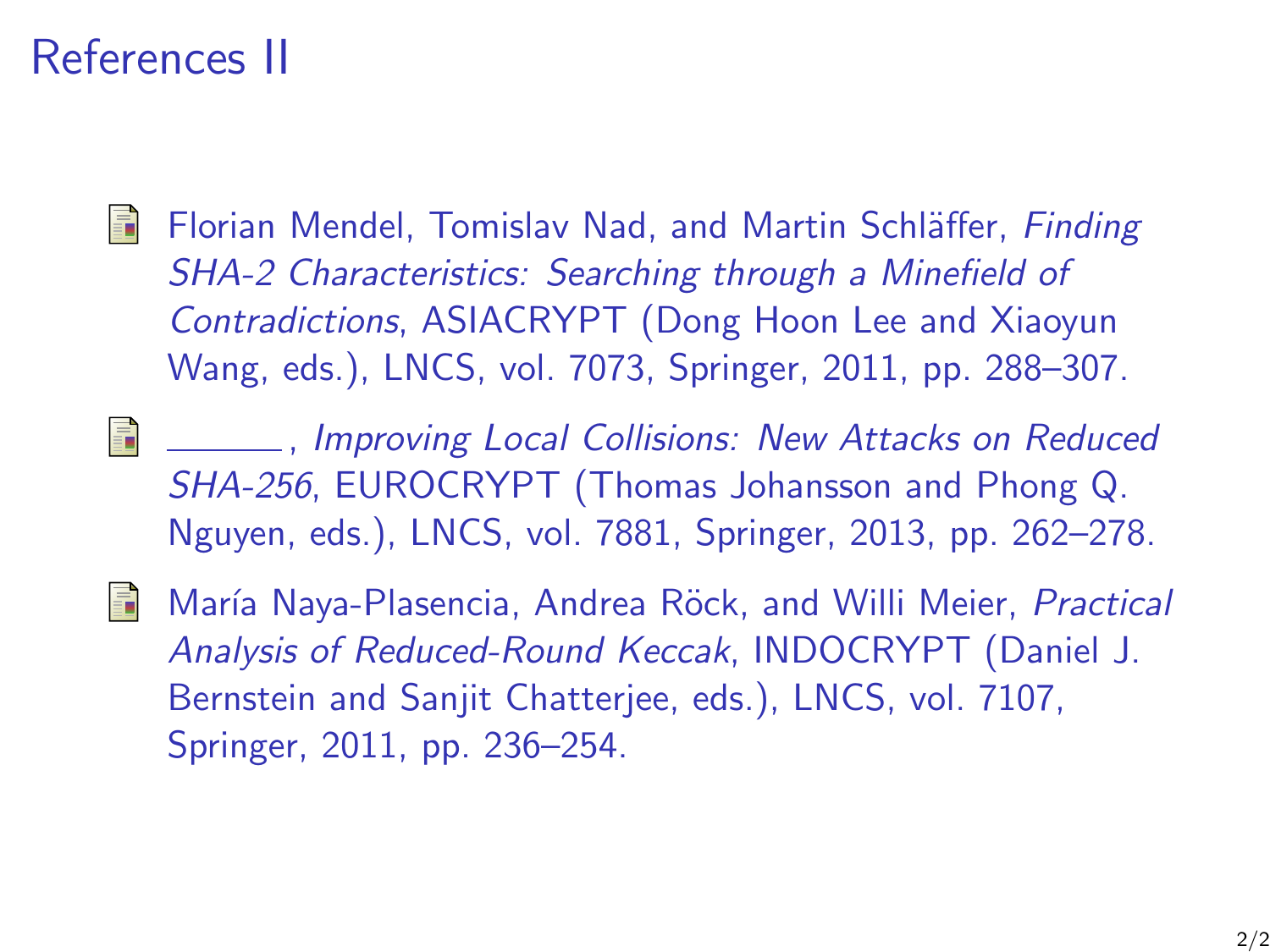# References II

- Florian Mendel, Tomislav Nad, and Martin Schläffer, *Finding SHA-2 Characteristics: Searching through a Minefield of Contradictions*, ASIACRYPT (Dong Hoon Lee and Xiaoyun Wang, eds.), LNCS, vol. 7073, Springer, 2011, pp. 288–307.
- ______, *Improving Local Collisions: New Attacks on Reduced SHA-256*, EUROCRYPT (Thomas Johansson and Phong Q. Nguyen, eds.), LNCS, vol. 7881, Springer, 2013, pp. 262–278.
- María Naya-Plasencia, Andrea Röck, and Willi Meier, *Practical Analysis of Reduced-Round Keccak*, INDOCRYPT (Daniel J. Bernstein and Sanjit Chatterjee, eds.), LNCS, vol. 7107, Springer, 2011, pp. 236–254.